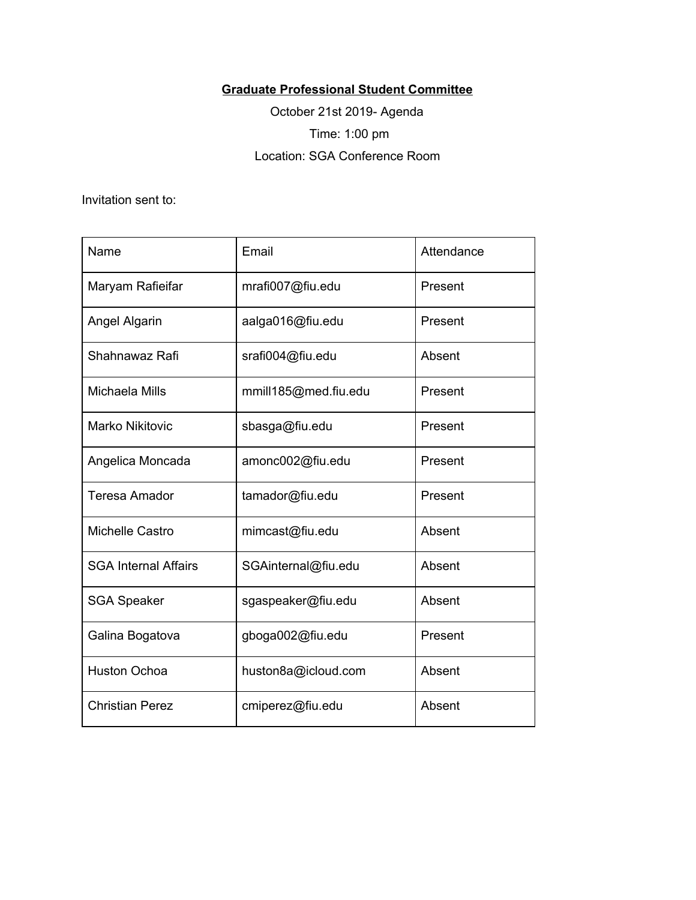**Graduate Professional Student Committee**

October 21st 2019- Agenda

Time: 1:00 pm

Location: SGA Conference Room

Invitation sent to:

| Name | Email | Attendance |
|---|---|---|
| Maryam Rafieifar | mrafi007@fiu.edu | Present |
| Angel Algarin | aalga016@fiu.edu | Present |
| Shahnawaz Rafi | srafi004@fiu.edu | Absent |
| Michaela Mills | mmill185@med.fiu.edu | Present |
| Marko Nikitovic | sbasga@fiu.edu | Present |
| Angelica Moncada | amonc002@fiu.edu | Present |
| Teresa Amador | tamador@fiu.edu | Present |
| Michelle Castro | mimcast@fiu.edu | Absent |
| SGA Internal Affairs | SGAinternal@fiu.edu | Absent |
| SGA Speaker | sgaspeaker@fiu.edu | Absent |
| Galina Bogatova | gboga002@fiu.edu | Present |
| Huston Ochoa | huston8a@icloud.com | Absent |
| Christian Perez | cmiperez@fiu.edu | Absent |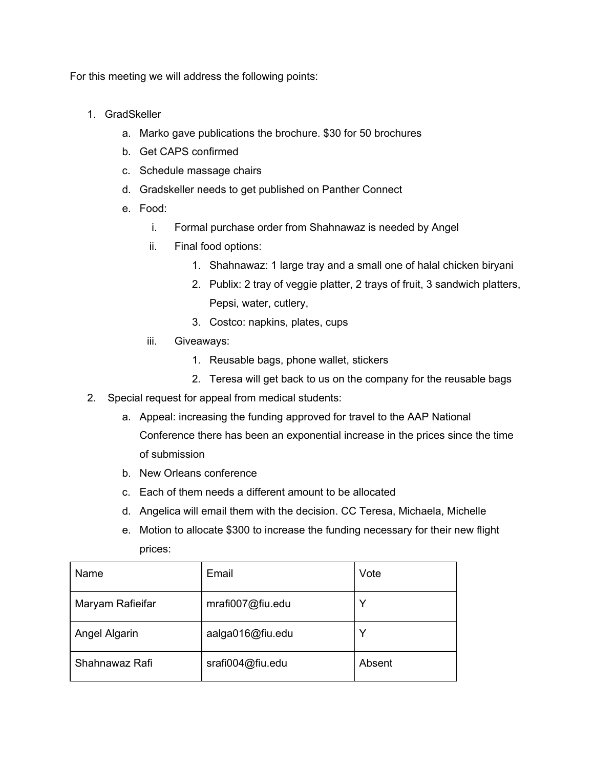For this meeting we will address the following points:

1. GradSkeller
    a. Marko gave publications the brochure. $30 for 50 brochures
    b. Get CAPS confirmed
    c. Schedule massage chairs
    d. Gradskeller needs to get published on Panther Connect
    e. Food:
        i. Formal purchase order from Shahnawaz is needed by Angel
        ii. Final food options:
            1. Shahnawaz: 1 large tray and a small one of halal chicken biryani
            2. Publix: 2 tray of veggie platter, 2 trays of fruit, 3 sandwich platters, Pepsi, water, cutlery,
            3. Costco: napkins, plates, cups
        iii. Giveaways:
            1. Reusable bags, phone wallet, stickers
            2. Teresa will get back to us on the company for the reusable bags
2. Special request for appeal from medical students:
    a. Appeal: increasing the funding approved for travel to the AAP National Conference there has been an exponential increase in the prices since the time of submission
    b. New Orleans conference
    c. Each of them needs a different amount to be allocated
    d. Angelica will email them with the decision. CC Teresa, Michaela, Michelle
    e. Motion to allocate $300 to increase the funding necessary for their new flight prices:

| Name | Email | Vote |
| --- | --- | --- |
| Maryam Rafieifar | mrafi007@fiu.edu | Y |
| Angel Algarin | aalga016@fiu.edu | Y |
| Shahnawaz Rafi | srafi004@fiu.edu | Absent |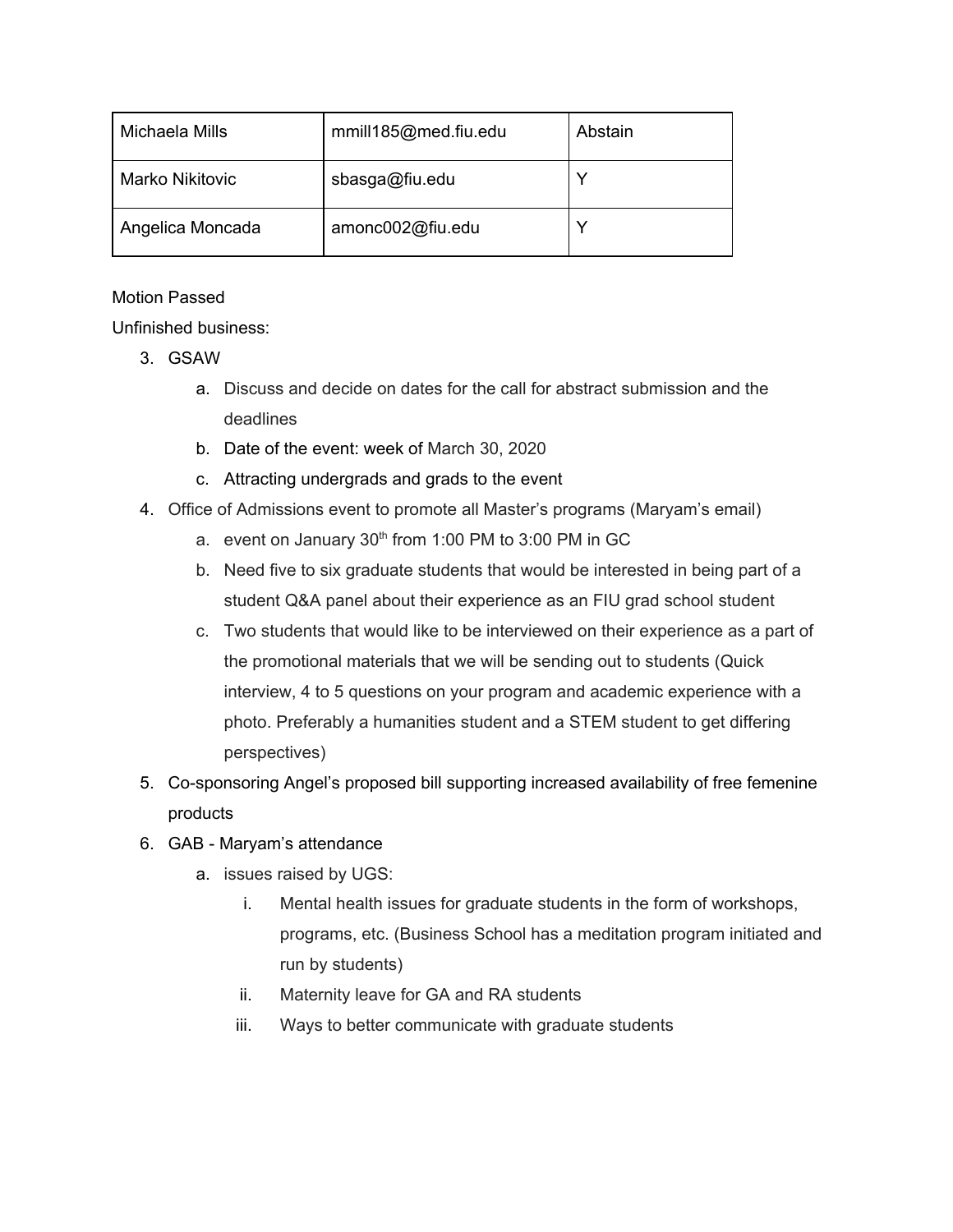| Michaela Mills | mmill185@med.fiu.edu | Abstain |
|---|---|---|
| Marko Nikitovic | sbasga@fiu.edu | Y |
| Angelica Moncada | amonc002@fiu.edu | Y |

Motion Passed

Unfinished business:

3. GSAW
    a. Discuss and decide on dates for the call for abstract submission and the deadlines
    b. Date of the event: week of March 30, 2020
    c. Attracting undergrads and grads to the event
4. Office of Admissions event to promote all Master's programs (Maryam's email)
    a. event on January 30th from 1:00 PM to 3:00 PM in GC
    b. Need five to six graduate students that would be interested in being part of a student Q&A panel about their experience as an FIU grad school student
    c. Two students that would like to be interviewed on their experience as a part of the promotional materials that we will be sending out to students (Quick interview, 4 to 5 questions on your program and academic experience with a photo. Preferably a humanities student and a STEM student to get differing perspectives)
5. Co-sponsoring Angel's proposed bill supporting increased availability of free femenine products
6. GAB - Maryam's attendance
    a. issues raised by UGS:
        i. Mental health issues for graduate students in the form of workshops, programs, etc. (Business School has a meditation program initiated and run by students)
        ii. Maternity leave for GA and RA students
        iii. Ways to better communicate with graduate students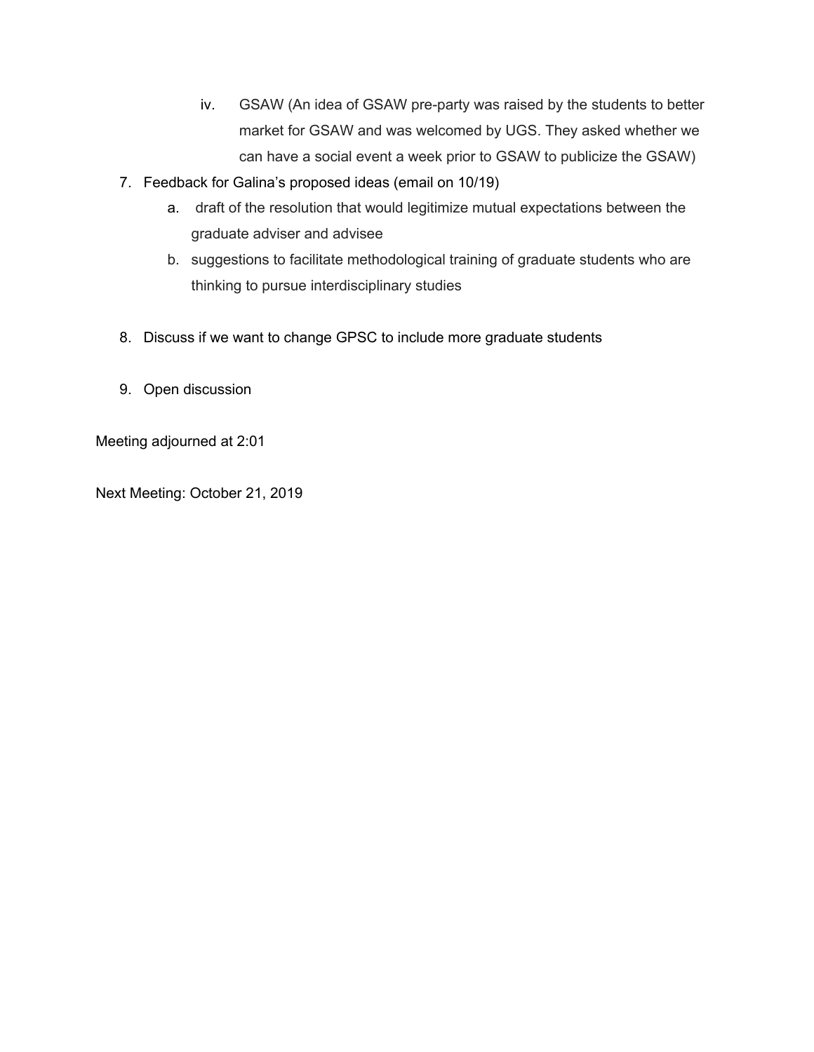iv. GSAW (An idea of GSAW pre-party was raised by the students to better market for GSAW and was welcomed by UGS. They asked whether we can have a social event a week prior to GSAW to publicize the GSAW)

7. Feedback for Galina's proposed ideas (email on 10/19)
    a. draft of the resolution that would legitimize mutual expectations between the graduate adviser and advisee
    b. suggestions to facilitate methodological training of graduate students who are thinking to pursue interdisciplinary studies

8. Discuss if we want to change GPSC to include more graduate students

9. Open discussion

Meeting adjourned at 2:01

Next Meeting: October 21, 2019